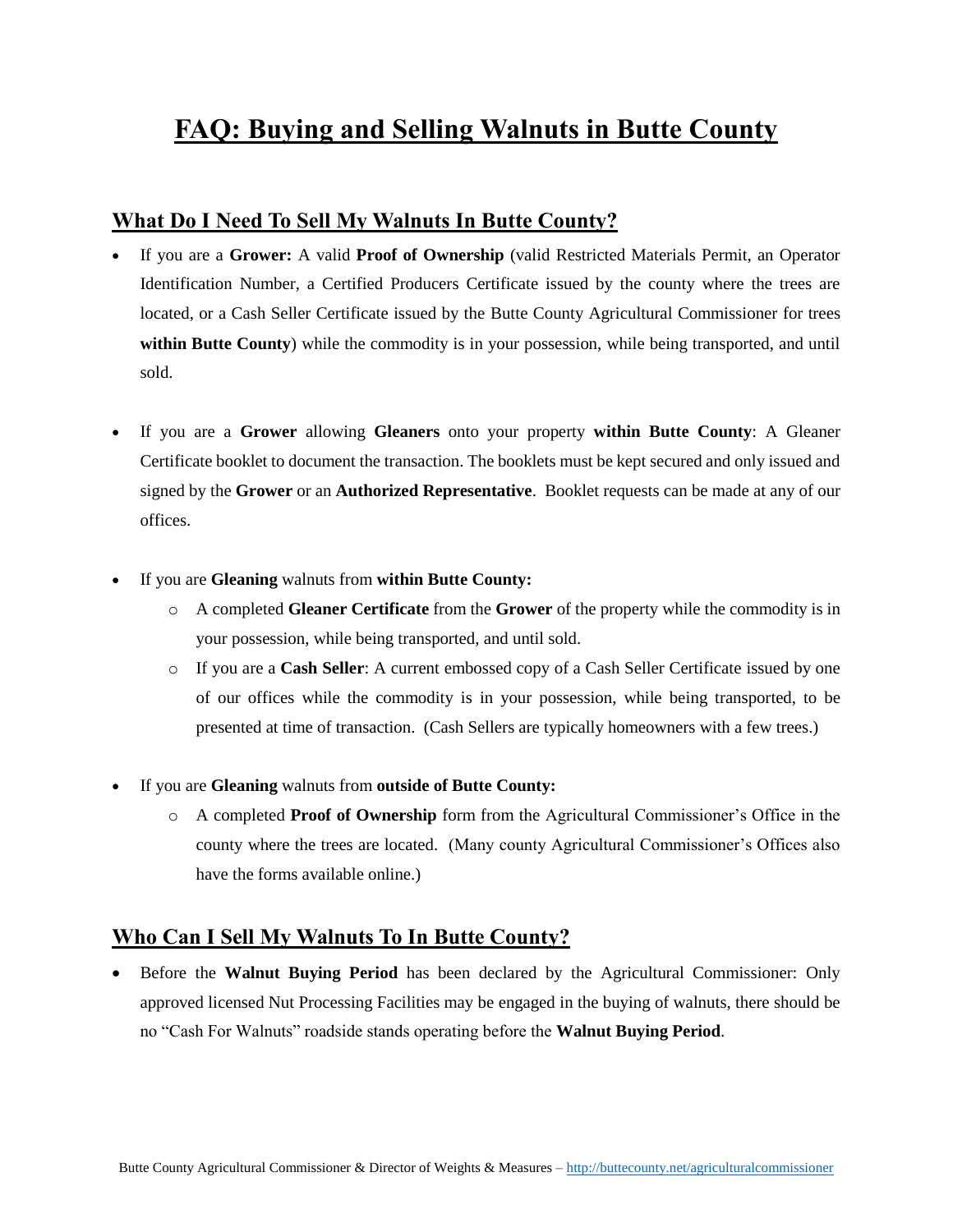# FAQ: Buying and Selling Walnuts in Butte County

## What Do I Need To Sell My Walnuts In Butte County?

- If you are a **Grower:** A valid **Proof of Ownership** (valid Restricted Materials Permit, an Operator Identification Number, a Certified Producers Certificate issued by the county where the trees are located, or a Cash Seller Certificate issued by the Butte County Agricultural Commissioner for trees **within Butte County**) while the commodity is in your possession, while being transported, and until sold.

- If you are a **Grower** allowing **Gleaners** onto your property **within Butte County**: A Gleaner Certificate booklet to document the transaction. The booklets must be kept secured and only issued and signed by the **Grower** or an **Authorized Representative**. Booklet requests can be made at any of our offices.

- If you are **Gleaning** walnuts from **within Butte County:**
  - A completed **Gleaner Certificate** from the **Grower** of the property while the commodity is in your possession, while being transported, and until sold.
  - If you are a **Cash Seller**: A current embossed copy of a Cash Seller Certificate issued by one of our offices while the commodity is in your possession, while being transported, to be presented at time of transaction. (Cash Sellers are typically homeowners with a few trees.)

- If you are **Gleaning** walnuts from **outside of Butte County:**
  - A completed **Proof of Ownership** form from the Agricultural Commissioner's Office in the county where the trees are located. (Many county Agricultural Commissioner's Offices also have the forms available online.)

## Who Can I Sell My Walnuts To In Butte County?

- Before the **Walnut Buying Period** has been declared by the Agricultural Commissioner: Only approved licensed Nut Processing Facilities may be engaged in the buying of walnuts, there should be no "Cash For Walnuts" roadside stands operating before the **Walnut Buying Period**.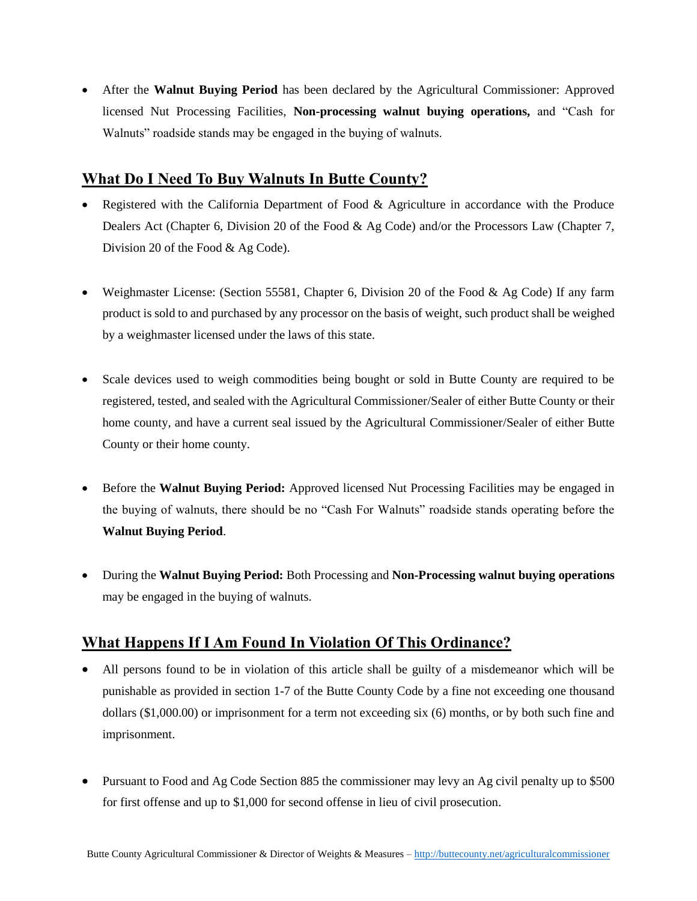- After the **Walnut Buying Period** has been declared by the Agricultural Commissioner: Approved licensed Nut Processing Facilities, **Non-processing walnut buying operations,** and "Cash for Walnuts" roadside stands may be engaged in the buying of walnuts.

## What Do I Need To Buy Walnuts In Butte County?

- Registered with the California Department of Food & Agriculture in accordance with the Produce Dealers Act (Chapter 6, Division 20 of the Food & Ag Code) and/or the Processors Law (Chapter 7, Division 20 of the Food & Ag Code).

- Weighmaster License: (Section 55581, Chapter 6, Division 20 of the Food & Ag Code) If any farm product is sold to and purchased by any processor on the basis of weight, such product shall be weighed by a weighmaster licensed under the laws of this state.

- Scale devices used to weigh commodities being bought or sold in Butte County are required to be registered, tested, and sealed with the Agricultural Commissioner/Sealer of either Butte County or their home county, and have a current seal issued by the Agricultural Commissioner/Sealer of either Butte County or their home county.

- Before the **Walnut Buying Period:** Approved licensed Nut Processing Facilities may be engaged in the buying of walnuts, there should be no "Cash For Walnuts" roadside stands operating before the **Walnut Buying Period**.

- During the **Walnut Buying Period:** Both Processing and **Non-Processing walnut buying operations** may be engaged in the buying of walnuts.

## What Happens If I Am Found In Violation Of This Ordinance?

- All persons found to be in violation of this article shall be guilty of a misdemeanor which will be punishable as provided in section 1-7 of the Butte County Code by a fine not exceeding one thousand dollars ($1,000.00) or imprisonment for a term not exceeding six (6) months, or by both such fine and imprisonment.

- Pursuant to Food and Ag Code Section 885 the commissioner may levy an Ag civil penalty up to $500 for first offense and up to $1,000 for second offense in lieu of civil prosecution.